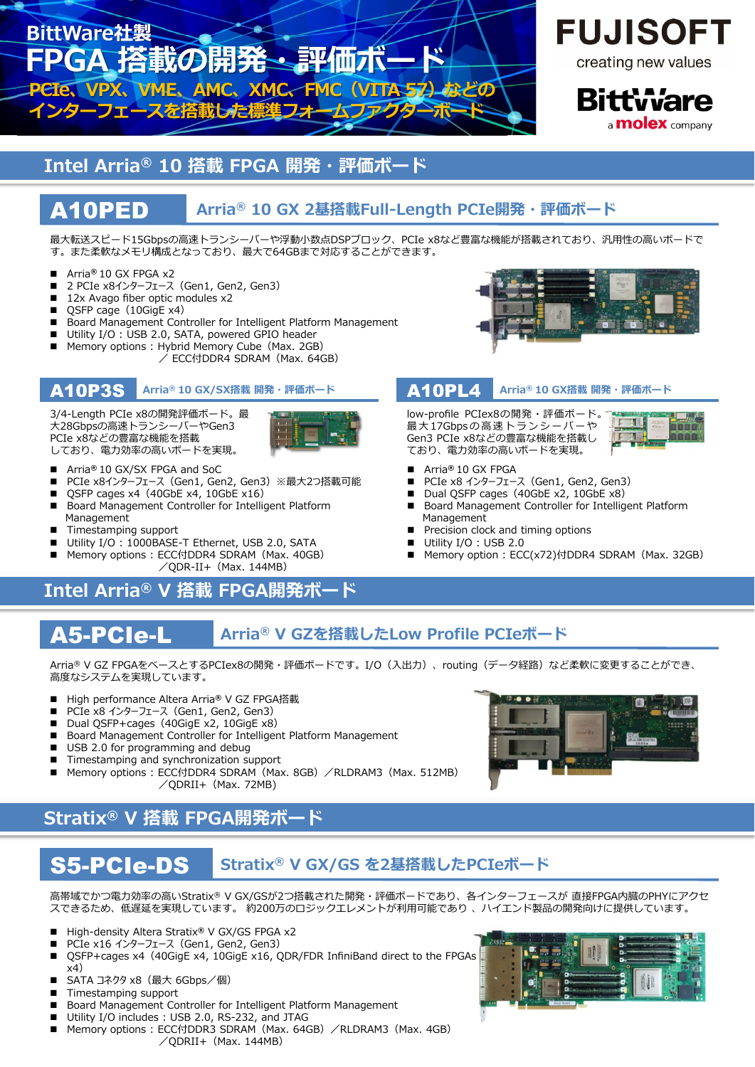# BittWare社製 FPGA 搭載の開発・評価ボード

**PCIe、VPX、VME、AMC、XMC、FMC（VITA 57）などのインターフェースを搭載した標準フォームファクターボード**

FUJISOFT creating new values

BittWare a molex company

## Intel Arria® 10 搭載 FPGA 開発・評価ボード

### A10PED　Arria® 10 GX 2基搭載Full-Length PCIe開発・評価ボード

最大転送スピード15Gbpsの高速トランシーバーや浮動小数点DSPブロック、PCIe x8など豊富な機能が搭載されており、汎用性の高いボードです。また柔軟なメモリ構成となっており、最大で64GBまで対応することができます。

- Arria® 10 GX FPGA x2
- 2 PCIe x8インターフェース（Gen1, Gen2, Gen3）
- 12x Avago fiber optic modules x2
- QSFP cage（10GigE x4）
- Board Management Controller for Intelligent Platform Management
- Utility I/O：USB 2.0, SATA, powered GPIO header
- Memory options：Hybrid Memory Cube（Max. 2GB）／ ECC付DDR4 SDRAM（Max. 64GB）

### A10P3S　Arria® 10 GX/SX搭載 開発・評価ボード

3/4-Length PCIe x8の開発評価ボード。最大28Gbpsの高速トランシーバーやGen3 PCIe x8などの豊富な機能を搭載しており、電力効率の高いボードを実現。

- Arria® 10 GX/SX FPGA and SoC
- PCIe x8インターフェース（Gen1, Gen2, Gen3）※最大2つ搭載可能
- QSFP cages x4（40GbE x4, 10GbE x16）
- Board Management Controller for Intelligent Platform Management
- Timestamping support
- Utility I/O：1000BASE-T Ethernet, USB 2.0, SATA
- Memory options：ECC付DDR4 SDRAM（Max. 40GB）／QDR-II+（Max. 144MB）

### A10PL4　Arria® 10 GX搭載 開発・評価ボード

low-profile PCIex8の開発・評価ボード。最大17Gbpsの高速トランシーバーやGen3 PCIe x8などの豊富な機能を搭載しており、電力効率の高いボードを実現。

- Arria® 10 GX FPGA
- PCIe x8 インターフェース（Gen1, Gen2, Gen3）
- Dual QSFP cages（40GbE x2, 10GbE x8）
- Board Management Controller for Intelligent Platform Management
- Precision clock and timing options
- Utility I/O：USB 2.0
- Memory option：ECC(x72)付DDR4 SDRAM（Max. 32GB）

## Intel Arria® V 搭載 FPGA開発ボード

### A5-PCIe-L　Arria® V GZを搭載したLow Profile PCIeボード

Arria® V GZ FPGAをベースとするPCIex8の開発・評価ボードです。I/O（入出力）、routing（データ経路）など柔軟に変更することができ、高度なシステムを実現しています。

- High performance Altera Arria® V GZ FPGA搭載
- PCIe x8 インターフェース（Gen1, Gen2, Gen3）
- Dual QSFP+cages（40GigE x2, 10GigE x8）
- Board Management Controller for Intelligent Platform Management
- USB 2.0 for programming and debug
- Timestamping and synchronization support
- Memory options：ECC付DDR4 SDRAM（Max. 8GB）／RLDRAM3（Max. 512MB）／QDRII+（Max. 72MB）

## Stratix® V 搭載 FPGA開発ボード

### S5-PCIe-DS　Stratix® V GX/GS を2基搭載したPCIeボード

高帯域でかつ電力効率の高いStratix® V GX/GSが2つ搭載された開発・評価ボードであり、各インターフェースが 直接FPGA内臓のPHYにアクセスできるため、低遅延を実現しています。 約200万のロジックエレメントが利用可能であり 、ハイエンド製品の開発向けに提供しています。

- High-density Altera Stratix® V GX/GS FPGA x2
- PCIe x16 インターフェース（Gen1, Gen2, Gen3）
- QSFP+cages x4（40GigE x4, 10GigE x16, QDR/FDR InfiniBand direct to the FPGAs x4）
- SATA コネクタ x8（最大 6Gbps／個）
- Timestamping support
- Board Management Controller for Intelligent Platform Management
- Utility I/O includes：USB 2.0, RS-232, and JTAG
- Memory options：ECC付DDR3 SDRAM（Max. 64GB）／RLDRAM3（Max. 4GB）／QDRII+（Max. 144MB）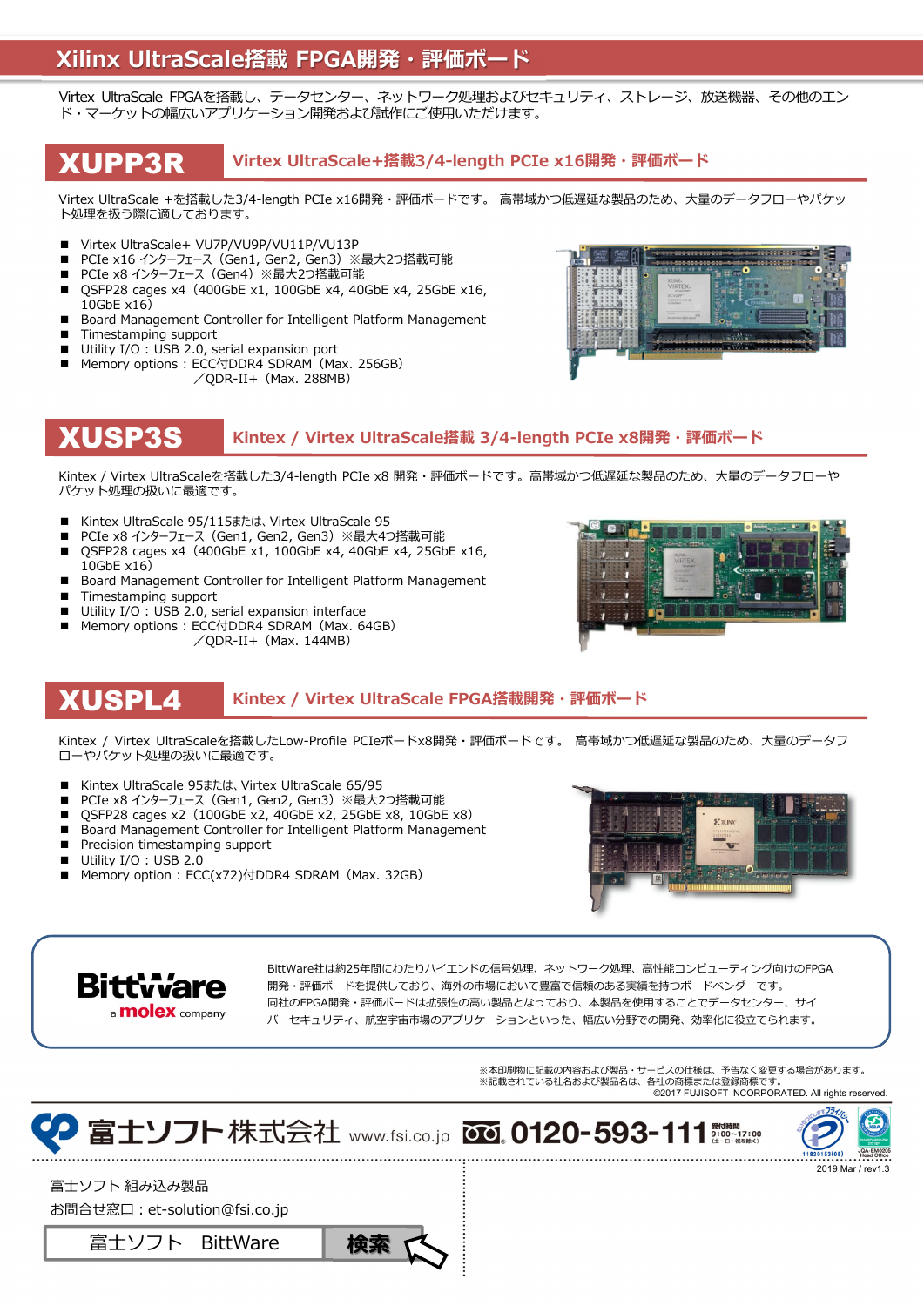# Xilinx UltraScale搭載 FPGA開発・評価ボード

Virtex UltraScale FPGAを搭載し、データセンター、ネットワーク処理およびセキュリティ、ストレージ、放送機器、その他のエンド・マーケットの幅広いアプリケーション開発および試作にご使用いただけます。

## XUPP3R　Virtex UltraScale+搭載3/4-length PCIe x16開発・評価ボード

Virtex UltraScale +を搭載した3/4-length PCIe x16開発・評価ボードです。 高帯域かつ低遅延な製品のため、大量のデータフローやパケット処理を扱う際に適しております。

- Virtex UltraScale+ VU7P/VU9P/VU11P/VU13P
- PCIe x16 インターフェース（Gen1, Gen2, Gen3）※最大2つ搭載可能
- PCIe x8 インターフェース（Gen4）※最大2つ搭載可能
- QSFP28 cages x4（400GbE x1, 100GbE x4, 40GbE x4, 25GbE x16, 10GbE x16）
- Board Management Controller for Intelligent Platform Management
- Timestamping support
- Utility I/O : USB 2.0, serial expansion port
- Memory options : ECC付DDR4 SDRAM（Max. 256GB）／QDR-II+（Max. 288MB）

## XUSP3S　Kintex / Virtex UltraScale搭載 3/4-length PCIe x8開発・評価ボード

Kintex / Virtex UltraScaleを搭載した3/4-length PCIe x8 開発・評価ボードです。高帯域かつ低遅延な製品のため、大量のデータフローやパケット処理の扱いに最適です。

- Kintex UltraScale 95/115または、Virtex UltraScale 95
- PCIe x8 インターフェース（Gen1, Gen2, Gen3）※最大4つ搭載可能
- QSFP28 cages x4（400GbE x1, 100GbE x4, 40GbE x4, 25GbE x16, 10GbE x16）
- Board Management Controller for Intelligent Platform Management
- Timestamping support
- Utility I/O : USB 2.0, serial expansion interface
- Memory options : ECC付DDR4 SDRAM（Max. 64GB）／QDR-II+（Max. 144MB）

## XUSPL4　Kintex / Virtex UltraScale FPGA搭載開発・評価ボード

Kintex / Virtex UltraScaleを搭載したLow-Profile PCIeボードx8開発・評価ボードです。 高帯域かつ低遅延な製品のため、大量のデータフローやパケット処理の扱いに最適です。

- Kintex UltraScale 95または、Virtex UltraScale 65/95
- PCIe x8 インターフェース（Gen1, Gen2, Gen3）※最大2つ搭載可能
- QSFP28 cages x2（100GbE x2, 40GbE x2, 25GbE x8, 10GbE x8）
- Board Management Controller for Intelligent Platform Management
- Precision timestamping support
- Utility I/O : USB 2.0
- Memory option : ECC(x72)付DDR4 SDRAM（Max. 32GB）

BittWare a molex company

BittWare社は約25年間にわたりハイエンドの信号処理、ネットワーク処理、高性能コンピューティング向けのFPGA開発・評価ボードを提供しており、海外の市場において豊富で信頼のある実績を持つボードベンダーです。同社のFPGA開発・評価ボードは拡張性の高い製品となっており、本製品を使用することでデータセンター、サイバーセキュリティ、航空宇宙市場のアプリケーションといった、幅広い分野での開発、効率化に役立てられます。

※本印刷物に記載の内容および製品・サービスの仕様は、予告なく変更する場合があります。
※記載されている社名および製品名は、各社の商標または登録商標です。
©2017 FUJISOFT INCORPORATED. All rights reserved.

富士ソフト株式会社 www.fsi.co.jp　0120-593-111 受付時間 9:00～17:00（土・日・祝祭日除く）

11820153(08)　JQA-EM0205 Head Office

2019 Mar / rev1.3

富士ソフト 組み込み製品
お問合せ窓口：et-solution@fsi.co.jp

富士ソフト　BittWare　検索